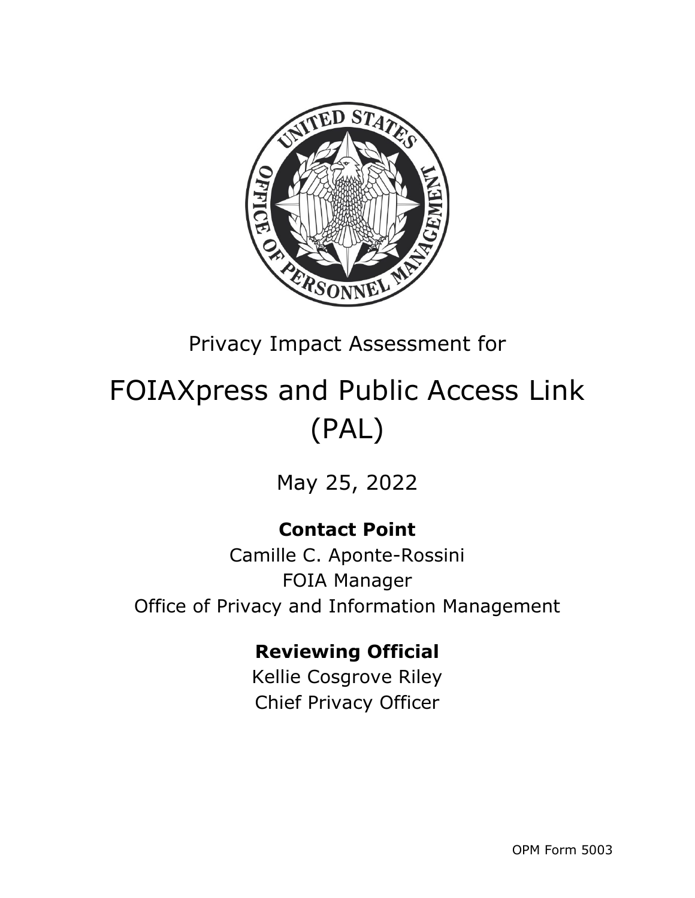Privacy Impact Assessment for

# FOIAXpress and Public Access Link (PAL)

May 25, 2022

**Contact Point**

Camille C. Aponte-Rossini
FOIA Manager
Office of Privacy and Information Management

**Reviewing Official**

Kellie Cosgrove Riley
Chief Privacy Officer

OPM Form 5003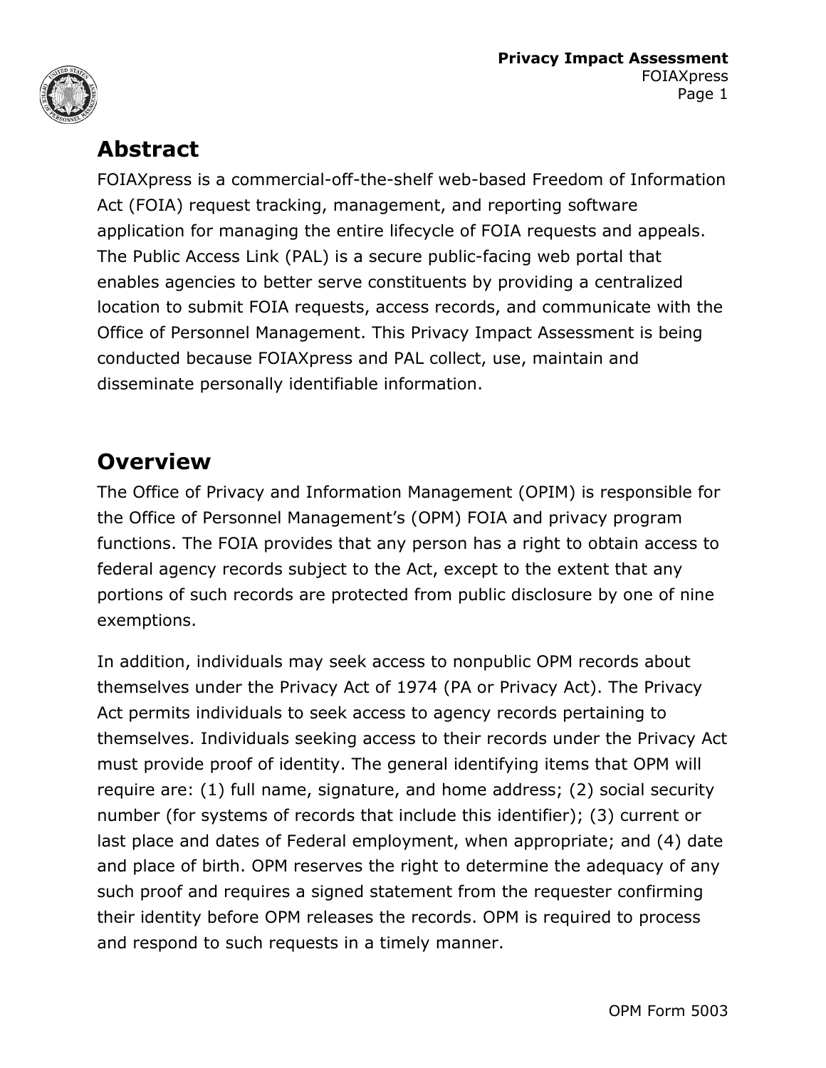## Abstract

FOIAXpress is a commercial-off-the-shelf web-based Freedom of Information Act (FOIA) request tracking, management, and reporting software application for managing the entire lifecycle of FOIA requests and appeals. The Public Access Link (PAL) is a secure public-facing web portal that enables agencies to better serve constituents by providing a centralized location to submit FOIA requests, access records, and communicate with the Office of Personnel Management. This Privacy Impact Assessment is being conducted because FOIAXpress and PAL collect, use, maintain and disseminate personally identifiable information.

## Overview

The Office of Privacy and Information Management (OPIM) is responsible for the Office of Personnel Management's (OPM) FOIA and privacy program functions. The FOIA provides that any person has a right to obtain access to federal agency records subject to the Act, except to the extent that any portions of such records are protected from public disclosure by one of nine exemptions.

In addition, individuals may seek access to nonpublic OPM records about themselves under the Privacy Act of 1974 (PA or Privacy Act). The Privacy Act permits individuals to seek access to agency records pertaining to themselves. Individuals seeking access to their records under the Privacy Act must provide proof of identity. The general identifying items that OPM will require are: (1) full name, signature, and home address; (2) social security number (for systems of records that include this identifier); (3) current or last place and dates of Federal employment, when appropriate; and (4) date and place of birth. OPM reserves the right to determine the adequacy of any such proof and requires a signed statement from the requester confirming their identity before OPM releases the records. OPM is required to process and respond to such requests in a timely manner.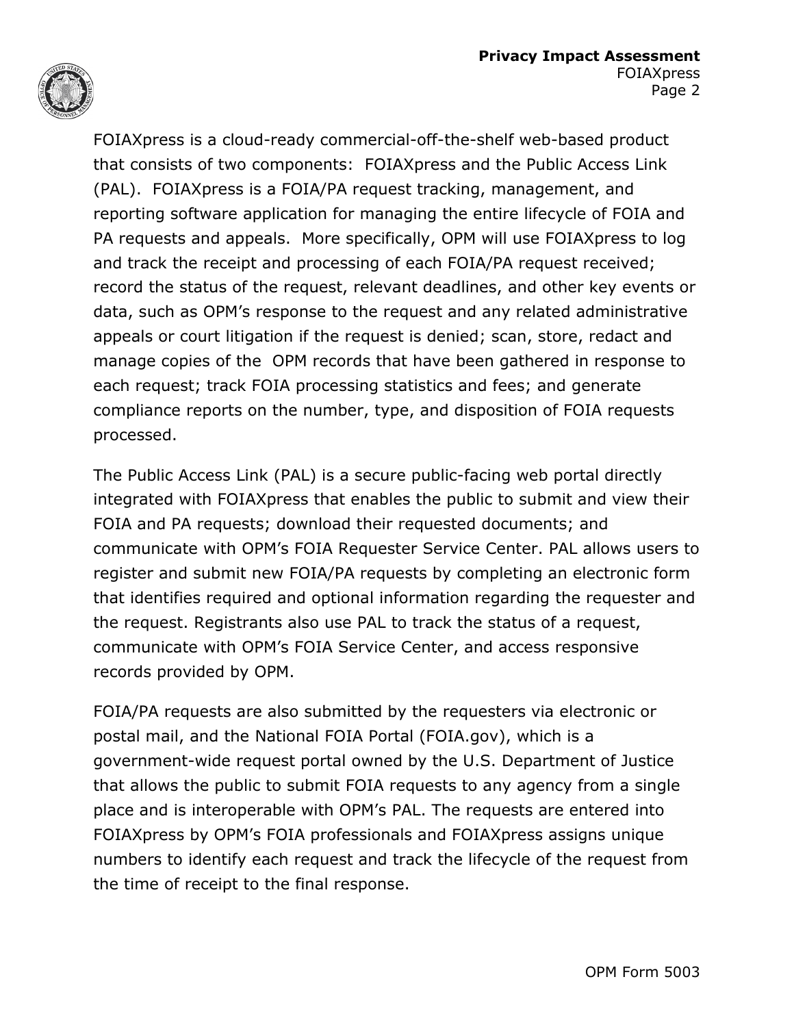FOIAXpress is a cloud-ready commercial-off-the-shelf web-based product that consists of two components: FOIAXpress and the Public Access Link (PAL). FOIAXpress is a FOIA/PA request tracking, management, and reporting software application for managing the entire lifecycle of FOIA and PA requests and appeals. More specifically, OPM will use FOIAXpress to log and track the receipt and processing of each FOIA/PA request received; record the status of the request, relevant deadlines, and other key events or data, such as OPM's response to the request and any related administrative appeals or court litigation if the request is denied; scan, store, redact and manage copies of the OPM records that have been gathered in response to each request; track FOIA processing statistics and fees; and generate compliance reports on the number, type, and disposition of FOIA requests processed.

The Public Access Link (PAL) is a secure public-facing web portal directly integrated with FOIAXpress that enables the public to submit and view their FOIA and PA requests; download their requested documents; and communicate with OPM's FOIA Requester Service Center. PAL allows users to register and submit new FOIA/PA requests by completing an electronic form that identifies required and optional information regarding the requester and the request. Registrants also use PAL to track the status of a request, communicate with OPM's FOIA Service Center, and access responsive records provided by OPM.

FOIA/PA requests are also submitted by the requesters via electronic or postal mail, and the National FOIA Portal (FOIA.gov), which is a government-wide request portal owned by the U.S. Department of Justice that allows the public to submit FOIA requests to any agency from a single place and is interoperable with OPM's PAL. The requests are entered into FOIAXpress by OPM's FOIA professionals and FOIAXpress assigns unique numbers to identify each request and track the lifecycle of the request from the time of receipt to the final response.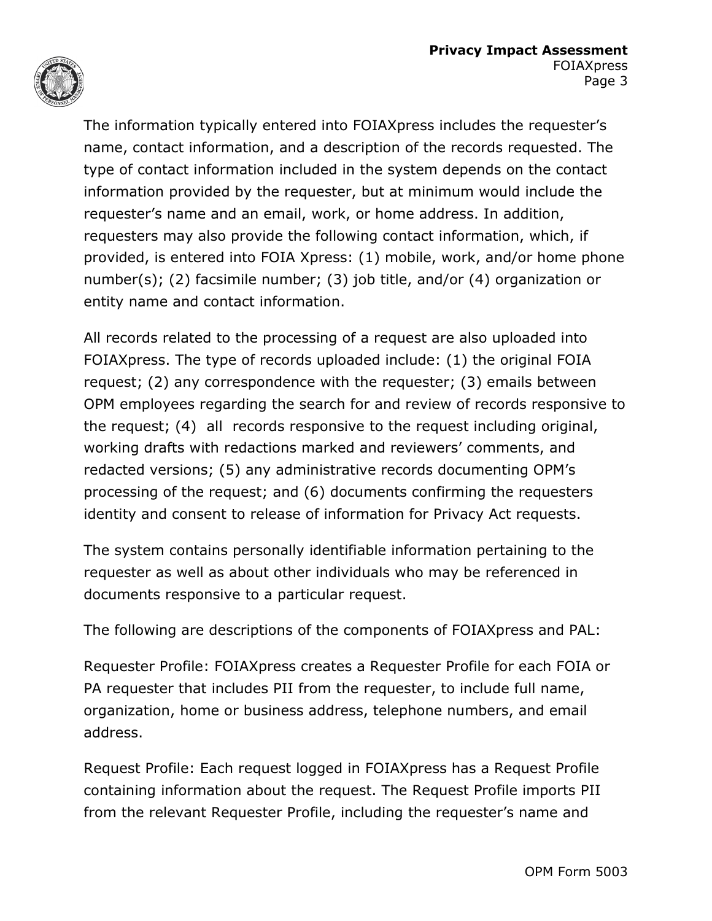The information typically entered into FOIAXpress includes the requester's name, contact information, and a description of the records requested. The type of contact information included in the system depends on the contact information provided by the requester, but at minimum would include the requester's name and an email, work, or home address. In addition, requesters may also provide the following contact information, which, if provided, is entered into FOIA Xpress: (1) mobile, work, and/or home phone number(s); (2) facsimile number; (3) job title, and/or (4) organization or entity name and contact information.

All records related to the processing of a request are also uploaded into FOIAXpress. The type of records uploaded include: (1) the original FOIA request; (2) any correspondence with the requester; (3) emails between OPM employees regarding the search for and review of records responsive to the request; (4) all records responsive to the request including original, working drafts with redactions marked and reviewers' comments, and redacted versions; (5) any administrative records documenting OPM's processing of the request; and (6) documents confirming the requesters identity and consent to release of information for Privacy Act requests.

The system contains personally identifiable information pertaining to the requester as well as about other individuals who may be referenced in documents responsive to a particular request.

The following are descriptions of the components of FOIAXpress and PAL:

Requester Profile: FOIAXpress creates a Requester Profile for each FOIA or PA requester that includes PII from the requester, to include full name, organization, home or business address, telephone numbers, and email address.

Request Profile: Each request logged in FOIAXpress has a Request Profile containing information about the request. The Request Profile imports PII from the relevant Requester Profile, including the requester's name and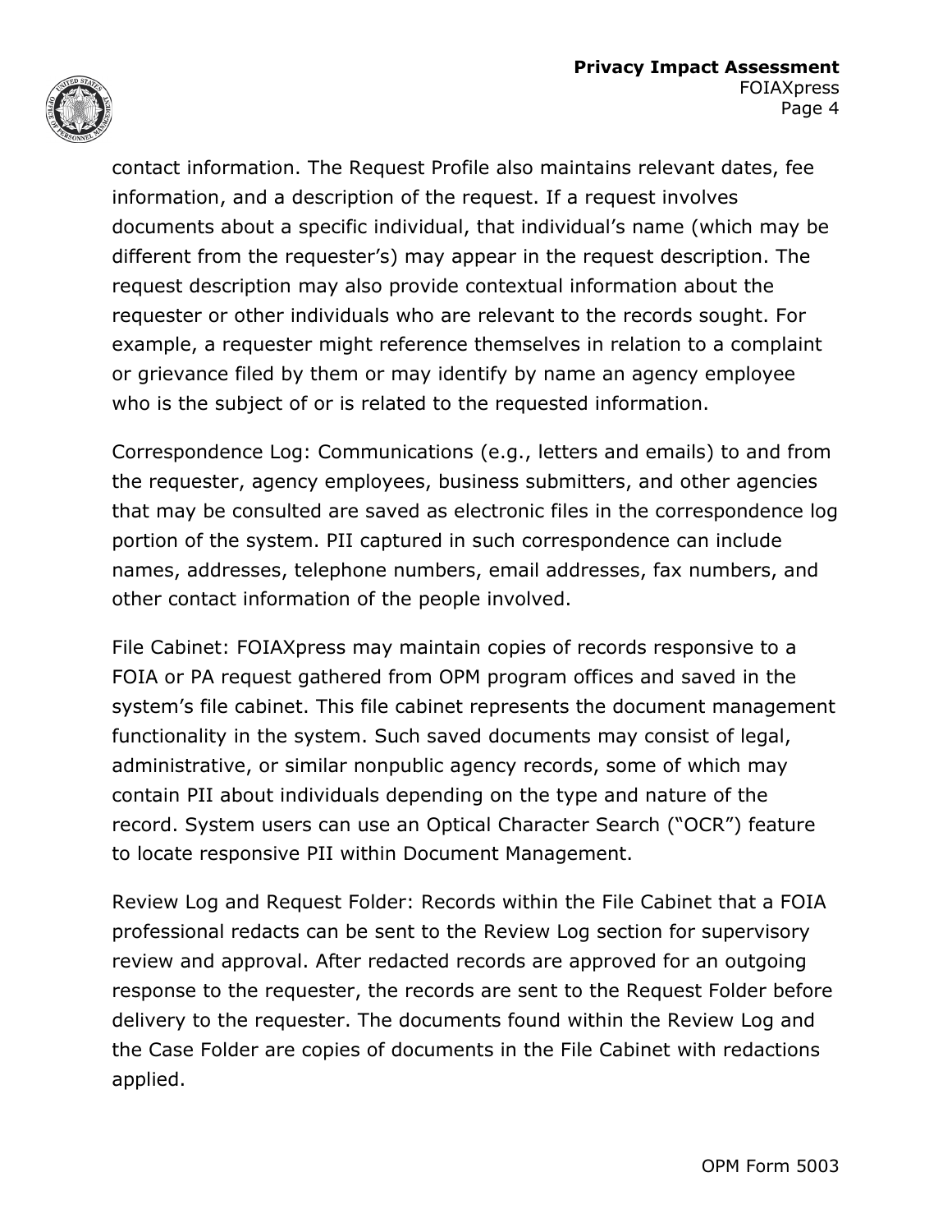contact information. The Request Profile also maintains relevant dates, fee information, and a description of the request. If a request involves documents about a specific individual, that individual's name (which may be different from the requester's) may appear in the request description. The request description may also provide contextual information about the requester or other individuals who are relevant to the records sought. For example, a requester might reference themselves in relation to a complaint or grievance filed by them or may identify by name an agency employee who is the subject of or is related to the requested information.

Correspondence Log: Communications (e.g., letters and emails) to and from the requester, agency employees, business submitters, and other agencies that may be consulted are saved as electronic files in the correspondence log portion of the system. PII captured in such correspondence can include names, addresses, telephone numbers, email addresses, fax numbers, and other contact information of the people involved.

File Cabinet: FOIAXpress may maintain copies of records responsive to a FOIA or PA request gathered from OPM program offices and saved in the system's file cabinet. This file cabinet represents the document management functionality in the system. Such saved documents may consist of legal, administrative, or similar nonpublic agency records, some of which may contain PII about individuals depending on the type and nature of the record. System users can use an Optical Character Search ("OCR") feature to locate responsive PII within Document Management.

Review Log and Request Folder: Records within the File Cabinet that a FOIA professional redacts can be sent to the Review Log section for supervisory review and approval. After redacted records are approved for an outgoing response to the requester, the records are sent to the Request Folder before delivery to the requester. The documents found within the Review Log and the Case Folder are copies of documents in the File Cabinet with redactions applied.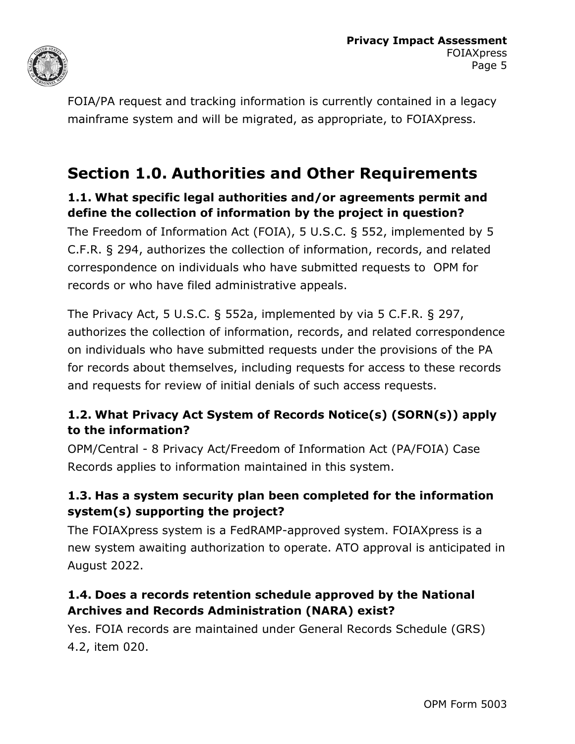FOIA/PA request and tracking information is currently contained in a legacy mainframe system and will be migrated, as appropriate, to FOIAXpress.

## Section 1.0. Authorities and Other Requirements

### 1.1. What specific legal authorities and/or agreements permit and define the collection of information by the project in question?

The Freedom of Information Act (FOIA), 5 U.S.C. § 552, implemented by 5 C.F.R. § 294, authorizes the collection of information, records, and related correspondence on individuals who have submitted requests to OPM for records or who have filed administrative appeals.

The Privacy Act, 5 U.S.C. § 552a, implemented by via 5 C.F.R. § 297, authorizes the collection of information, records, and related correspondence on individuals who have submitted requests under the provisions of the PA for records about themselves, including requests for access to these records and requests for review of initial denials of such access requests.

### 1.2. What Privacy Act System of Records Notice(s) (SORN(s)) apply to the information?

OPM/Central - 8 Privacy Act/Freedom of Information Act (PA/FOIA) Case Records applies to information maintained in this system.

### 1.3. Has a system security plan been completed for the information system(s) supporting the project?

The FOIAXpress system is a FedRAMP-approved system. FOIAXpress is a new system awaiting authorization to operate. ATO approval is anticipated in August 2022.

### 1.4. Does a records retention schedule approved by the National Archives and Records Administration (NARA) exist?

Yes. FOIA records are maintained under General Records Schedule (GRS) 4.2, item 020.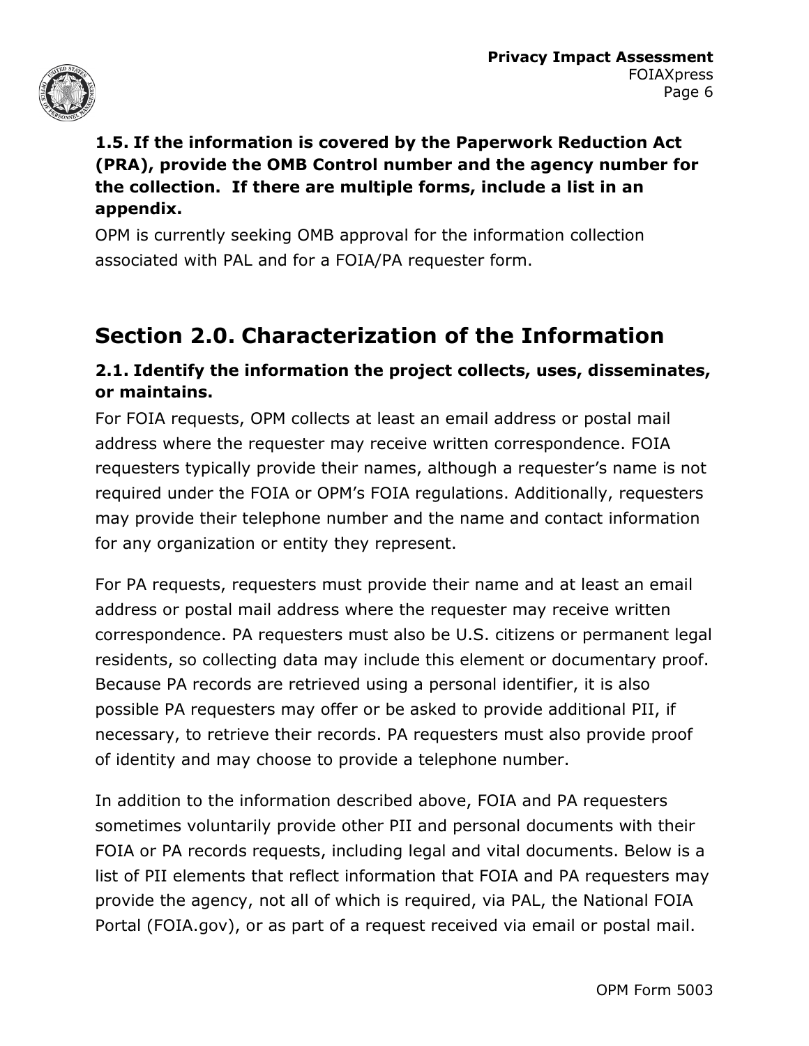### 1.5. If the information is covered by the Paperwork Reduction Act (PRA), provide the OMB Control number and the agency number for the collection. If there are multiple forms, include a list in an appendix.

OPM is currently seeking OMB approval for the information collection associated with PAL and for a FOIA/PA requester form.

## Section 2.0. Characterization of the Information

### 2.1. Identify the information the project collects, uses, disseminates, or maintains.

For FOIA requests, OPM collects at least an email address or postal mail address where the requester may receive written correspondence. FOIA requesters typically provide their names, although a requester's name is not required under the FOIA or OPM's FOIA regulations. Additionally, requesters may provide their telephone number and the name and contact information for any organization or entity they represent.

For PA requests, requesters must provide their name and at least an email address or postal mail address where the requester may receive written correspondence. PA requesters must also be U.S. citizens or permanent legal residents, so collecting data may include this element or documentary proof. Because PA records are retrieved using a personal identifier, it is also possible PA requesters may offer or be asked to provide additional PII, if necessary, to retrieve their records. PA requesters must also provide proof of identity and may choose to provide a telephone number.

In addition to the information described above, FOIA and PA requesters sometimes voluntarily provide other PII and personal documents with their FOIA or PA records requests, including legal and vital documents. Below is a list of PII elements that reflect information that FOIA and PA requesters may provide the agency, not all of which is required, via PAL, the National FOIA Portal (FOIA.gov), or as part of a request received via email or postal mail.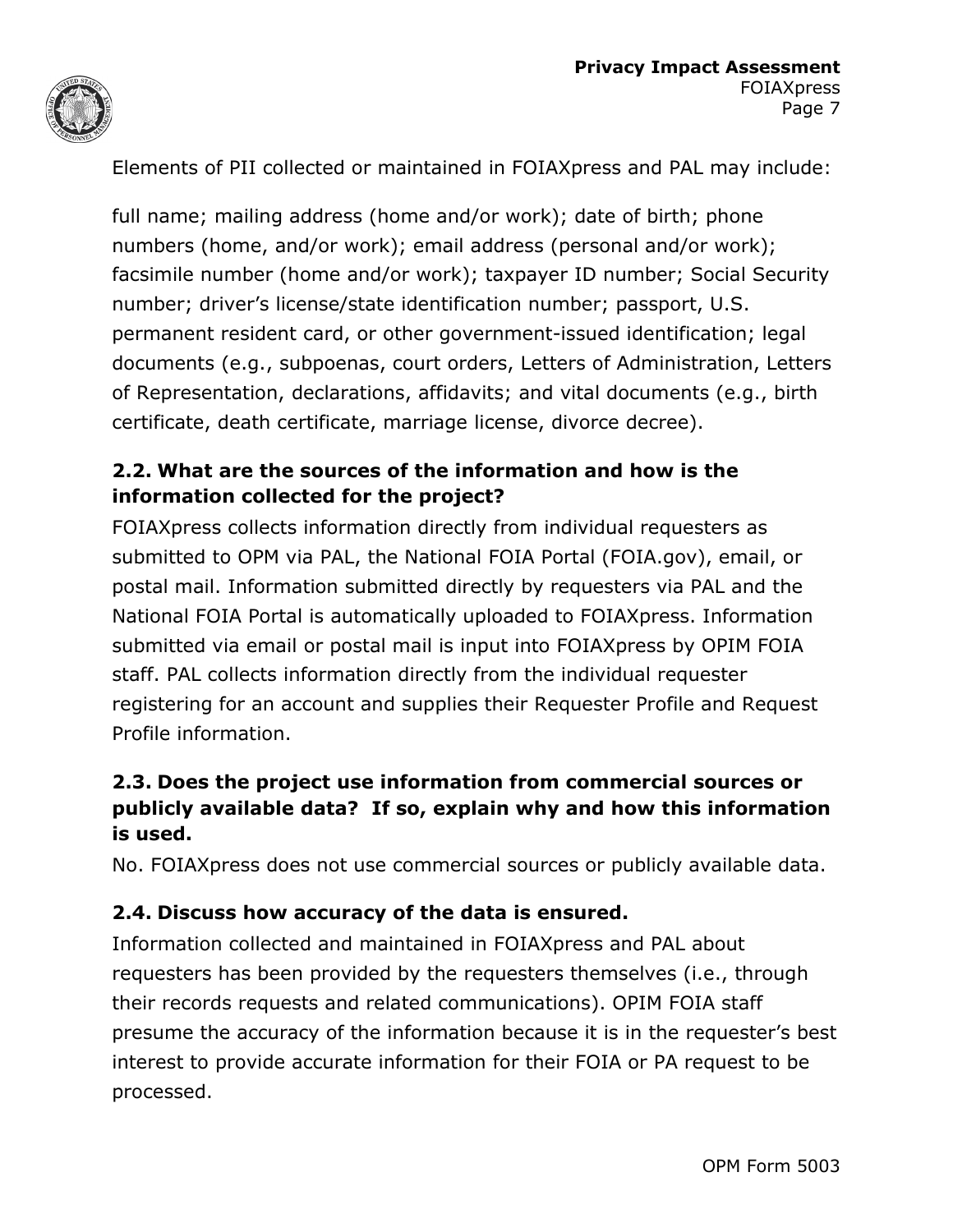Elements of PII collected or maintained in FOIAXpress and PAL may include:

full name; mailing address (home and/or work); date of birth; phone numbers (home, and/or work); email address (personal and/or work); facsimile number (home and/or work); taxpayer ID number; Social Security number; driver's license/state identification number; passport, U.S. permanent resident card, or other government-issued identification; legal documents (e.g., subpoenas, court orders, Letters of Administration, Letters of Representation, declarations, affidavits; and vital documents (e.g., birth certificate, death certificate, marriage license, divorce decree).

### 2.2. What are the sources of the information and how is the information collected for the project?

FOIAXpress collects information directly from individual requesters as submitted to OPM via PAL, the National FOIA Portal (FOIA.gov), email, or postal mail. Information submitted directly by requesters via PAL and the National FOIA Portal is automatically uploaded to FOIAXpress. Information submitted via email or postal mail is input into FOIAXpress by OPIM FOIA staff. PAL collects information directly from the individual requester registering for an account and supplies their Requester Profile and Request Profile information.

### 2.3. Does the project use information from commercial sources or publicly available data? If so, explain why and how this information is used.

No. FOIAXpress does not use commercial sources or publicly available data.

### 2.4. Discuss how accuracy of the data is ensured.

Information collected and maintained in FOIAXpress and PAL about requesters has been provided by the requesters themselves (i.e., through their records requests and related communications). OPIM FOIA staff presume the accuracy of the information because it is in the requester's best interest to provide accurate information for their FOIA or PA request to be processed.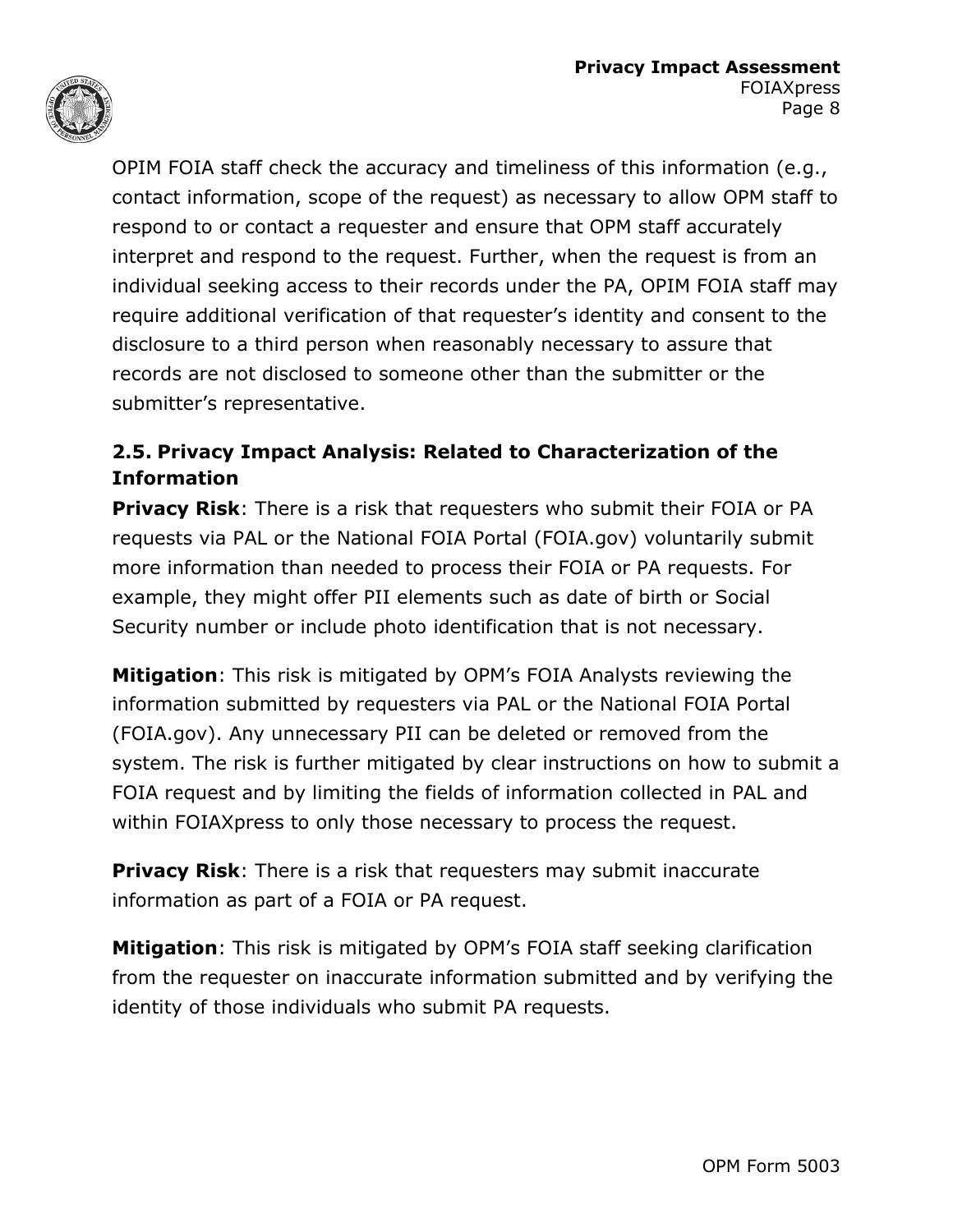OPIM FOIA staff check the accuracy and timeliness of this information (e.g., contact information, scope of the request) as necessary to allow OPM staff to respond to or contact a requester and ensure that OPM staff accurately interpret and respond to the request. Further, when the request is from an individual seeking access to their records under the PA, OPIM FOIA staff may require additional verification of that requester's identity and consent to the disclosure to a third person when reasonably necessary to assure that records are not disclosed to someone other than the submitter or the submitter's representative.

### 2.5. Privacy Impact Analysis: Related to Characterization of the Information

**Privacy Risk**: There is a risk that requesters who submit their FOIA or PA requests via PAL or the National FOIA Portal (FOIA.gov) voluntarily submit more information than needed to process their FOIA or PA requests. For example, they might offer PII elements such as date of birth or Social Security number or include photo identification that is not necessary.

**Mitigation**: This risk is mitigated by OPM's FOIA Analysts reviewing the information submitted by requesters via PAL or the National FOIA Portal (FOIA.gov). Any unnecessary PII can be deleted or removed from the system. The risk is further mitigated by clear instructions on how to submit a FOIA request and by limiting the fields of information collected in PAL and within FOIAXpress to only those necessary to process the request.

**Privacy Risk**: There is a risk that requesters may submit inaccurate information as part of a FOIA or PA request.

**Mitigation**: This risk is mitigated by OPM's FOIA staff seeking clarification from the requester on inaccurate information submitted and by verifying the identity of those individuals who submit PA requests.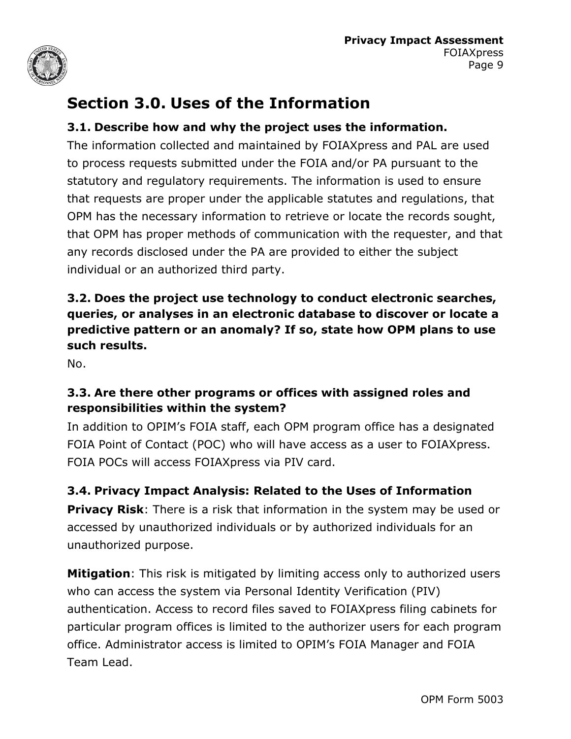# Section 3.0. Uses of the Information

## 3.1. Describe how and why the project uses the information.

The information collected and maintained by FOIAXpress and PAL are used to process requests submitted under the FOIA and/or PA pursuant to the statutory and regulatory requirements. The information is used to ensure that requests are proper under the applicable statutes and regulations, that OPM has the necessary information to retrieve or locate the records sought, that OPM has proper methods of communication with the requester, and that any records disclosed under the PA are provided to either the subject individual or an authorized third party.

## 3.2. Does the project use technology to conduct electronic searches, queries, or analyses in an electronic database to discover or locate a predictive pattern or an anomaly? If so, state how OPM plans to use such results.

No.

## 3.3. Are there other programs or offices with assigned roles and responsibilities within the system?

In addition to OPIM's FOIA staff, each OPM program office has a designated FOIA Point of Contact (POC) who will have access as a user to FOIAXpress. FOIA POCs will access FOIAXpress via PIV card.

## 3.4. Privacy Impact Analysis: Related to the Uses of Information

**Privacy Risk**: There is a risk that information in the system may be used or accessed by unauthorized individuals or by authorized individuals for an unauthorized purpose.

**Mitigation**: This risk is mitigated by limiting access only to authorized users who can access the system via Personal Identity Verification (PIV) authentication. Access to record files saved to FOIAXpress filing cabinets for particular program offices is limited to the authorizer users for each program office. Administrator access is limited to OPIM's FOIA Manager and FOIA Team Lead.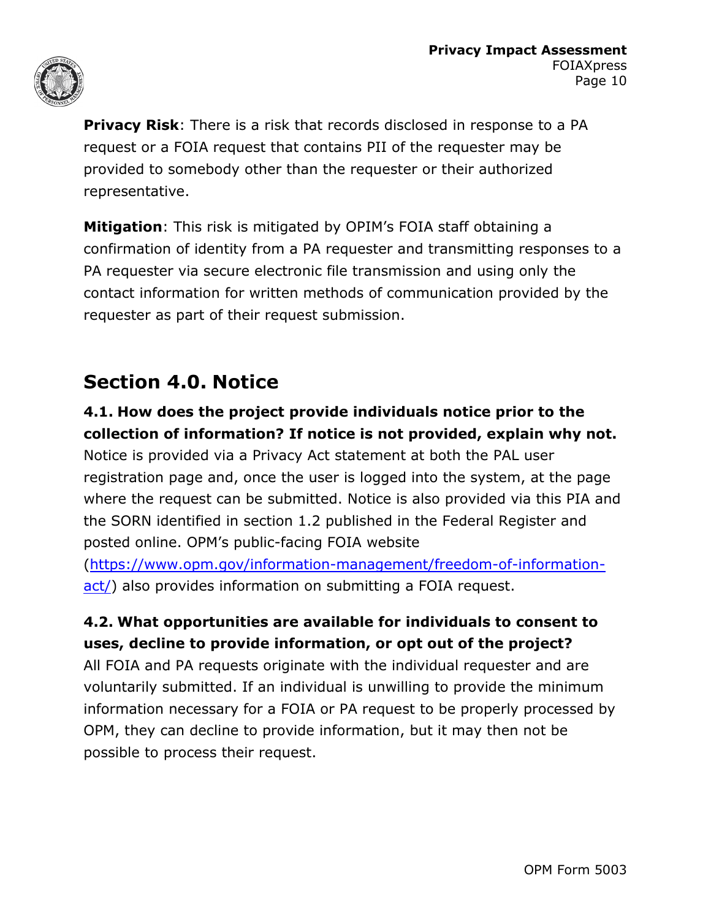**Privacy Risk**: There is a risk that records disclosed in response to a PA request or a FOIA request that contains PII of the requester may be provided to somebody other than the requester or their authorized representative.

**Mitigation**: This risk is mitigated by OPIM's FOIA staff obtaining a confirmation of identity from a PA requester and transmitting responses to a PA requester via secure electronic file transmission and using only the contact information for written methods of communication provided by the requester as part of their request submission.

## Section 4.0. Notice

**4.1. How does the project provide individuals notice prior to the collection of information? If notice is not provided, explain why not.**

Notice is provided via a Privacy Act statement at both the PAL user registration page and, once the user is logged into the system, at the page where the request can be submitted. Notice is also provided via this PIA and the SORN identified in section 1.2 published in the Federal Register and posted online. OPM's public-facing FOIA website ([https://www.opm.gov/information-management/freedom-of-information-act/](https://www.opm.gov/information-management/freedom-of-information-act/)) also provides information on submitting a FOIA request.

**4.2. What opportunities are available for individuals to consent to uses, decline to provide information, or opt out of the project?**

All FOIA and PA requests originate with the individual requester and are voluntarily submitted. If an individual is unwilling to provide the minimum information necessary for a FOIA or PA request to be properly processed by OPM, they can decline to provide information, but it may then not be possible to process their request.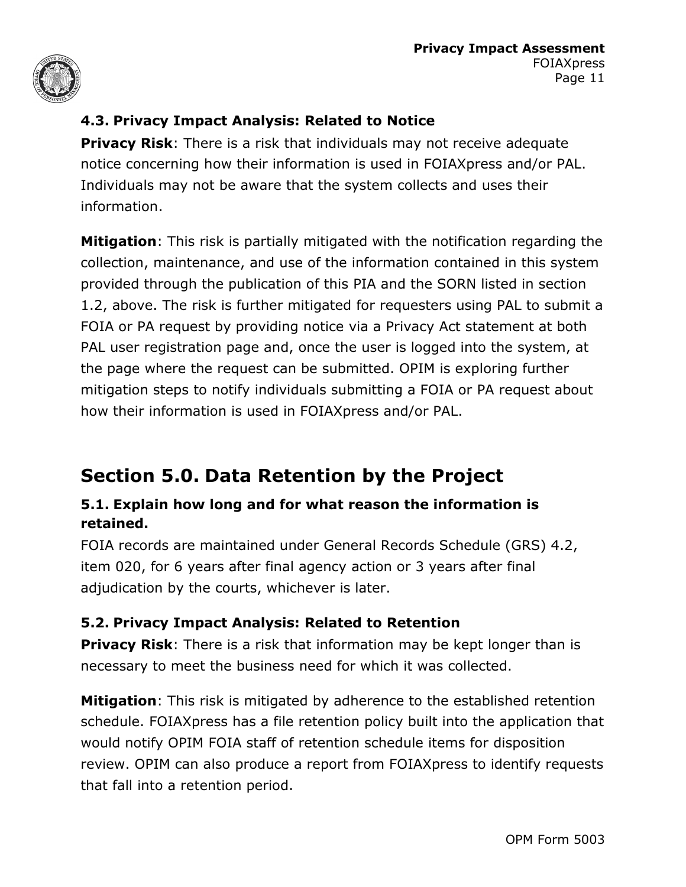### 4.3. Privacy Impact Analysis: Related to Notice

**Privacy Risk**: There is a risk that individuals may not receive adequate notice concerning how their information is used in FOIAXpress and/or PAL. Individuals may not be aware that the system collects and uses their information.

**Mitigation**: This risk is partially mitigated with the notification regarding the collection, maintenance, and use of the information contained in this system provided through the publication of this PIA and the SORN listed in section 1.2, above. The risk is further mitigated for requesters using PAL to submit a FOIA or PA request by providing notice via a Privacy Act statement at both PAL user registration page and, once the user is logged into the system, at the page where the request can be submitted. OPIM is exploring further mitigation steps to notify individuals submitting a FOIA or PA request about how their information is used in FOIAXpress and/or PAL.

## Section 5.0. Data Retention by the Project

### 5.1. Explain how long and for what reason the information is retained.

FOIA records are maintained under General Records Schedule (GRS) 4.2, item 020, for 6 years after final agency action or 3 years after final adjudication by the courts, whichever is later.

### 5.2. Privacy Impact Analysis: Related to Retention

**Privacy Risk**: There is a risk that information may be kept longer than is necessary to meet the business need for which it was collected.

**Mitigation**: This risk is mitigated by adherence to the established retention schedule. FOIAXpress has a file retention policy built into the application that would notify OPIM FOIA staff of retention schedule items for disposition review. OPIM can also produce a report from FOIAXpress to identify requests that fall into a retention period.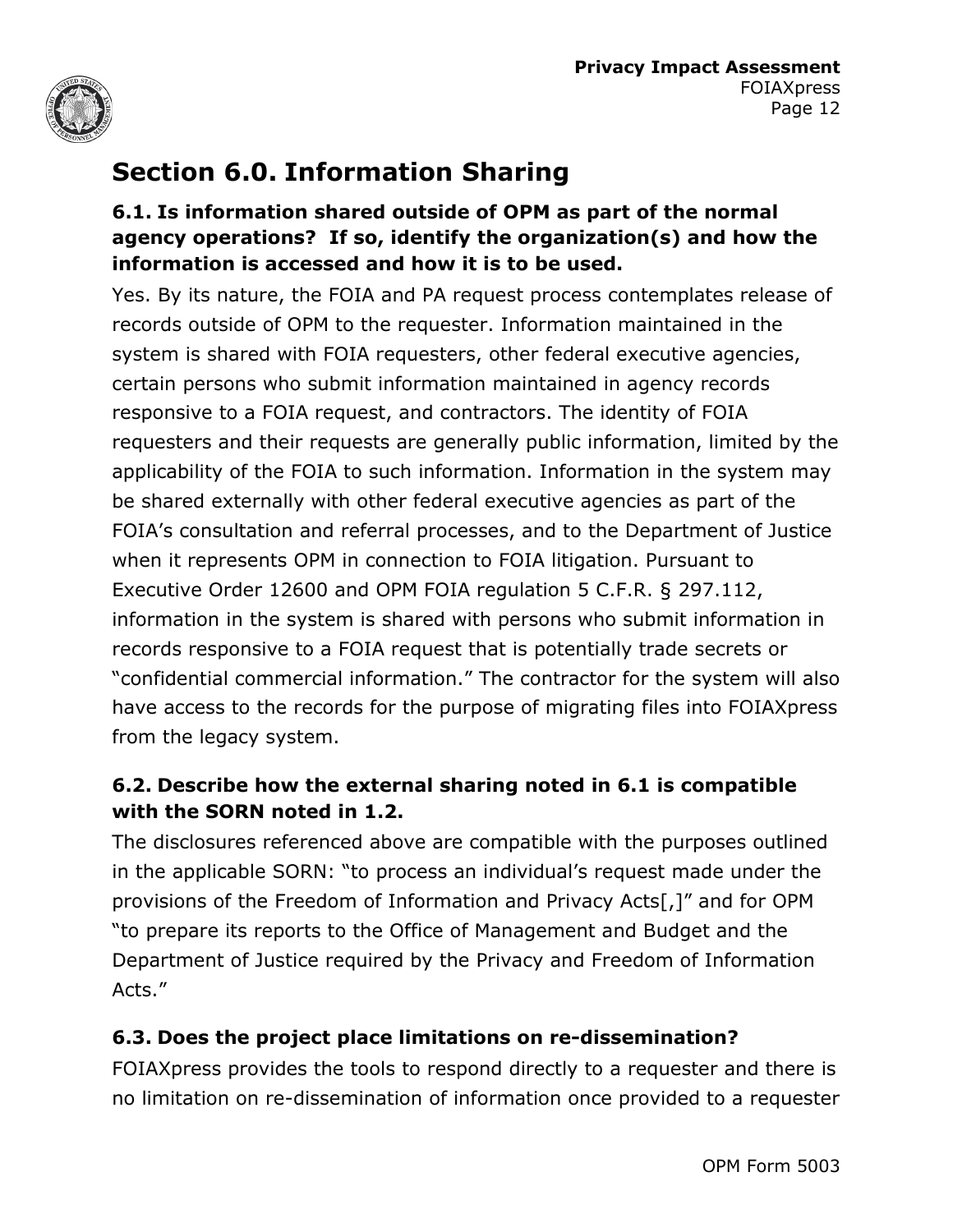## Section 6.0. Information Sharing

### 6.1. Is information shared outside of OPM as part of the normal agency operations? If so, identify the organization(s) and how the information is accessed and how it is to be used.

Yes. By its nature, the FOIA and PA request process contemplates release of records outside of OPM to the requester. Information maintained in the system is shared with FOIA requesters, other federal executive agencies, certain persons who submit information maintained in agency records responsive to a FOIA request, and contractors. The identity of FOIA requesters and their requests are generally public information, limited by the applicability of the FOIA to such information. Information in the system may be shared externally with other federal executive agencies as part of the FOIA's consultation and referral processes, and to the Department of Justice when it represents OPM in connection to FOIA litigation. Pursuant to Executive Order 12600 and OPM FOIA regulation 5 C.F.R. § 297.112, information in the system is shared with persons who submit information in records responsive to a FOIA request that is potentially trade secrets or "confidential commercial information." The contractor for the system will also have access to the records for the purpose of migrating files into FOIAXpress from the legacy system.

### 6.2. Describe how the external sharing noted in 6.1 is compatible with the SORN noted in 1.2.

The disclosures referenced above are compatible with the purposes outlined in the applicable SORN: "to process an individual's request made under the provisions of the Freedom of Information and Privacy Acts[,]" and for OPM "to prepare its reports to the Office of Management and Budget and the Department of Justice required by the Privacy and Freedom of Information Acts."

### 6.3. Does the project place limitations on re-dissemination?

FOIAXpress provides the tools to respond directly to a requester and there is no limitation on re-dissemination of information once provided to a requester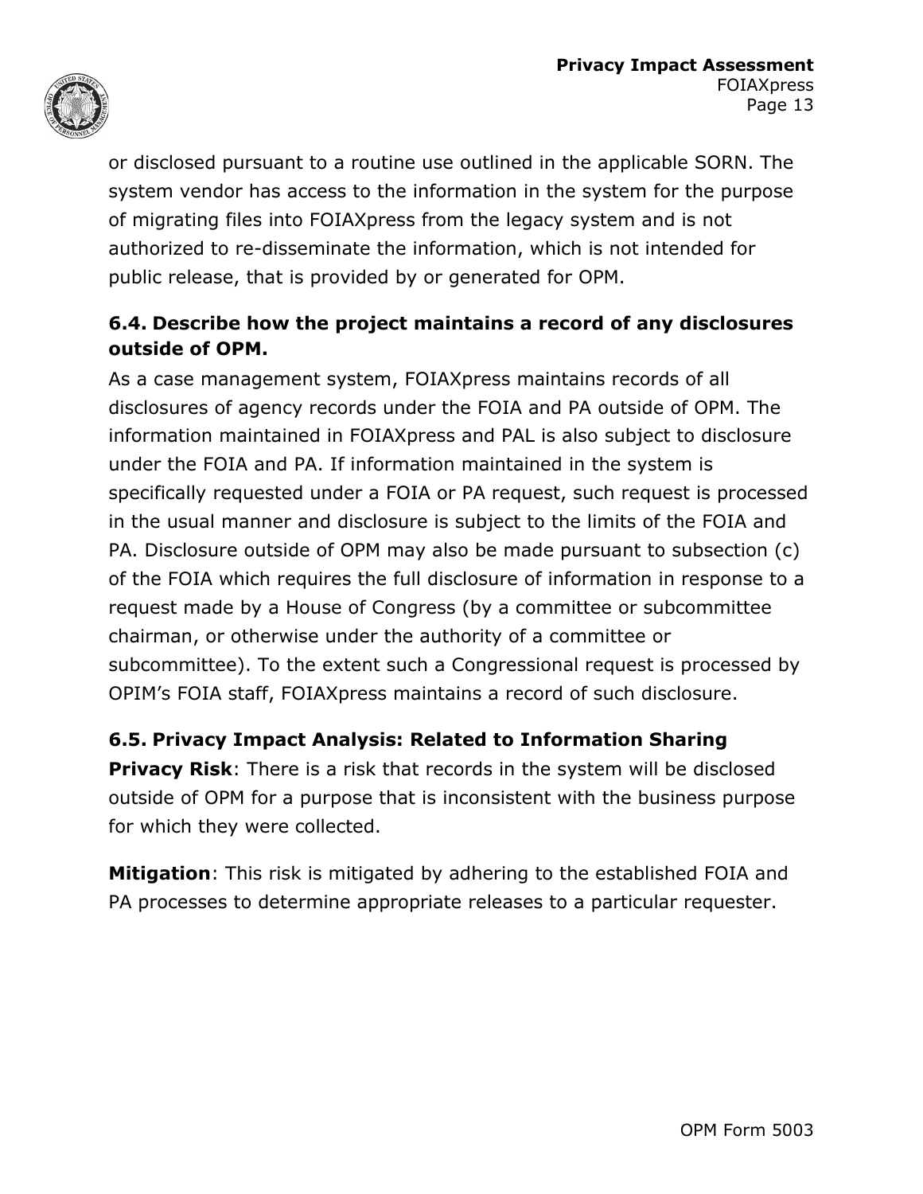or disclosed pursuant to a routine use outlined in the applicable SORN. The system vendor has access to the information in the system for the purpose of migrating files into FOIAXpress from the legacy system and is not authorized to re-disseminate the information, which is not intended for public release, that is provided by or generated for OPM.

### 6.4. Describe how the project maintains a record of any disclosures outside of OPM.

As a case management system, FOIAXpress maintains records of all disclosures of agency records under the FOIA and PA outside of OPM. The information maintained in FOIAXpress and PAL is also subject to disclosure under the FOIA and PA. If information maintained in the system is specifically requested under a FOIA or PA request, such request is processed in the usual manner and disclosure is subject to the limits of the FOIA and PA. Disclosure outside of OPM may also be made pursuant to subsection (c) of the FOIA which requires the full disclosure of information in response to a request made by a House of Congress (by a committee or subcommittee chairman, or otherwise under the authority of a committee or subcommittee). To the extent such a Congressional request is processed by OPIM's FOIA staff, FOIAXpress maintains a record of such disclosure.

### 6.5. Privacy Impact Analysis: Related to Information Sharing

**Privacy Risk**: There is a risk that records in the system will be disclosed outside of OPM for a purpose that is inconsistent with the business purpose for which they were collected.

**Mitigation**: This risk is mitigated by adhering to the established FOIA and PA processes to determine appropriate releases to a particular requester.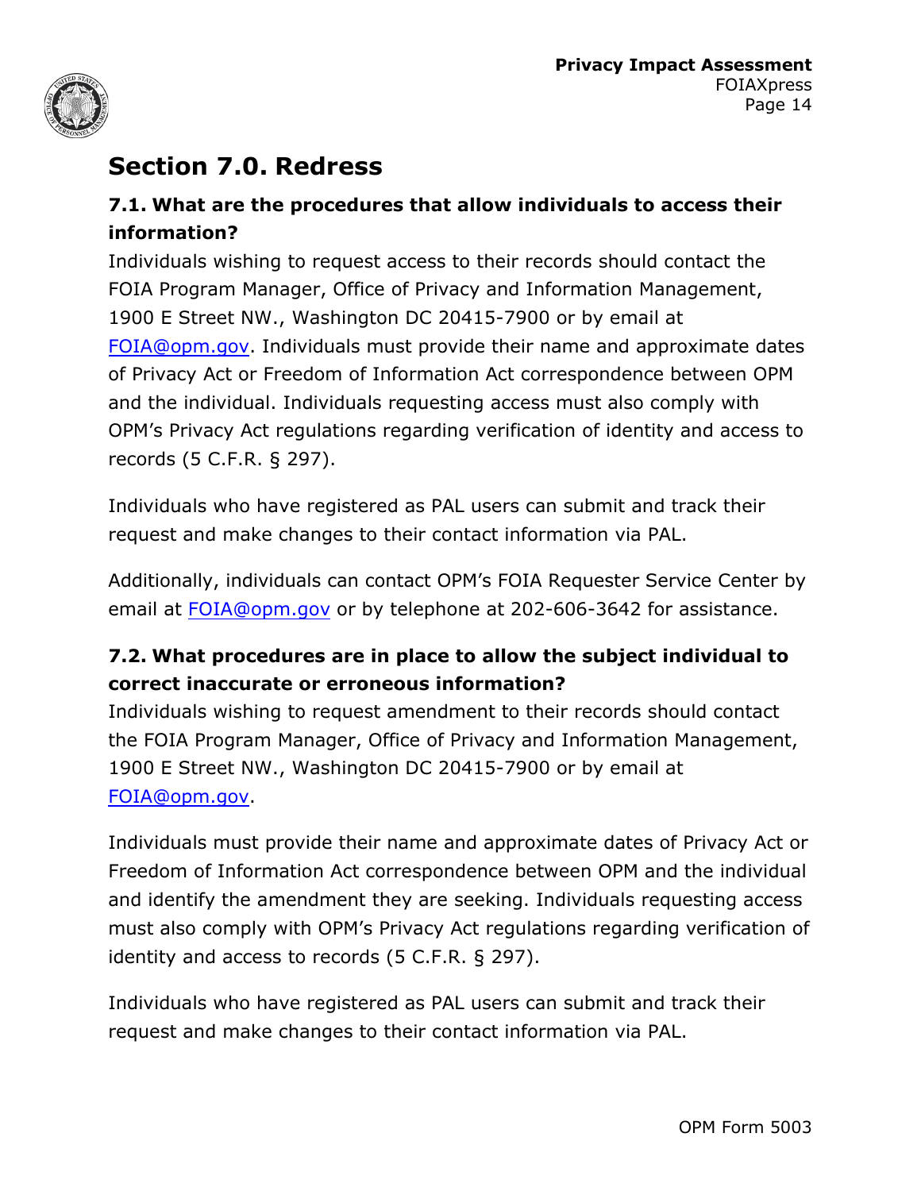## Section 7.0. Redress

### 7.1. What are the procedures that allow individuals to access their information?

Individuals wishing to request access to their records should contact the FOIA Program Manager, Office of Privacy and Information Management, 1900 E Street NW., Washington DC 20415-7900 or by email at FOIA@opm.gov. Individuals must provide their name and approximate dates of Privacy Act or Freedom of Information Act correspondence between OPM and the individual. Individuals requesting access must also comply with OPM's Privacy Act regulations regarding verification of identity and access to records (5 C.F.R. § 297).

Individuals who have registered as PAL users can submit and track their request and make changes to their contact information via PAL.

Additionally, individuals can contact OPM's FOIA Requester Service Center by email at FOIA@opm.gov or by telephone at 202-606-3642 for assistance.

### 7.2. What procedures are in place to allow the subject individual to correct inaccurate or erroneous information?

Individuals wishing to request amendment to their records should contact the FOIA Program Manager, Office of Privacy and Information Management, 1900 E Street NW., Washington DC 20415-7900 or by email at FOIA@opm.gov.

Individuals must provide their name and approximate dates of Privacy Act or Freedom of Information Act correspondence between OPM and the individual and identify the amendment they are seeking. Individuals requesting access must also comply with OPM's Privacy Act regulations regarding verification of identity and access to records (5 C.F.R. § 297).

Individuals who have registered as PAL users can submit and track their request and make changes to their contact information via PAL.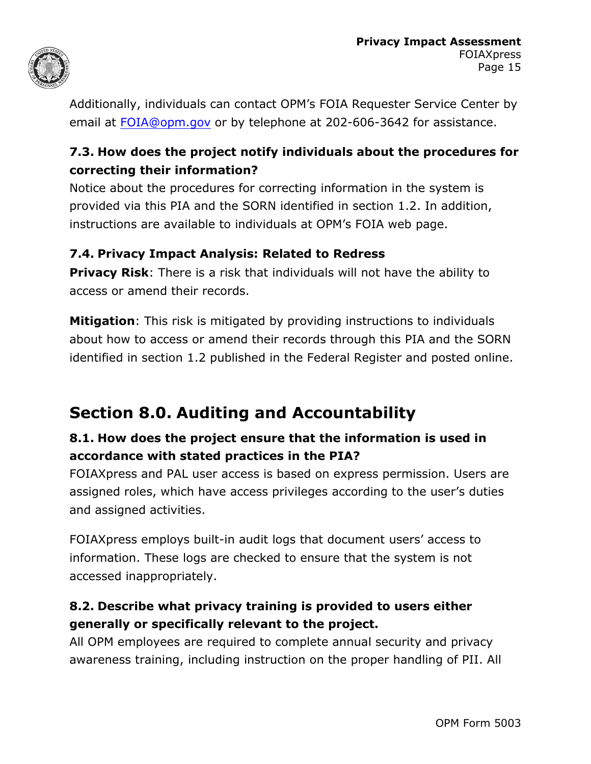Additionally, individuals can contact OPM's FOIA Requester Service Center by email at [FOIA@opm.gov](mailto:FOIA@opm.gov) or by telephone at 202-606-3642 for assistance.

### 7.3. How does the project notify individuals about the procedures for correcting their information?

Notice about the procedures for correcting information in the system is provided via this PIA and the SORN identified in section 1.2. In addition, instructions are available to individuals at OPM's FOIA web page.

### 7.4. Privacy Impact Analysis: Related to Redress

**Privacy Risk**: There is a risk that individuals will not have the ability to access or amend their records.

**Mitigation**: This risk is mitigated by providing instructions to individuals about how to access or amend their records through this PIA and the SORN identified in section 1.2 published in the Federal Register and posted online.

## Section 8.0. Auditing and Accountability

### 8.1. How does the project ensure that the information is used in accordance with stated practices in the PIA?

FOIAXpress and PAL user access is based on express permission. Users are assigned roles, which have access privileges according to the user's duties and assigned activities.

FOIAXpress employs built-in audit logs that document users' access to information. These logs are checked to ensure that the system is not accessed inappropriately.

### 8.2. Describe what privacy training is provided to users either generally or specifically relevant to the project.

All OPM employees are required to complete annual security and privacy awareness training, including instruction on the proper handling of PII. All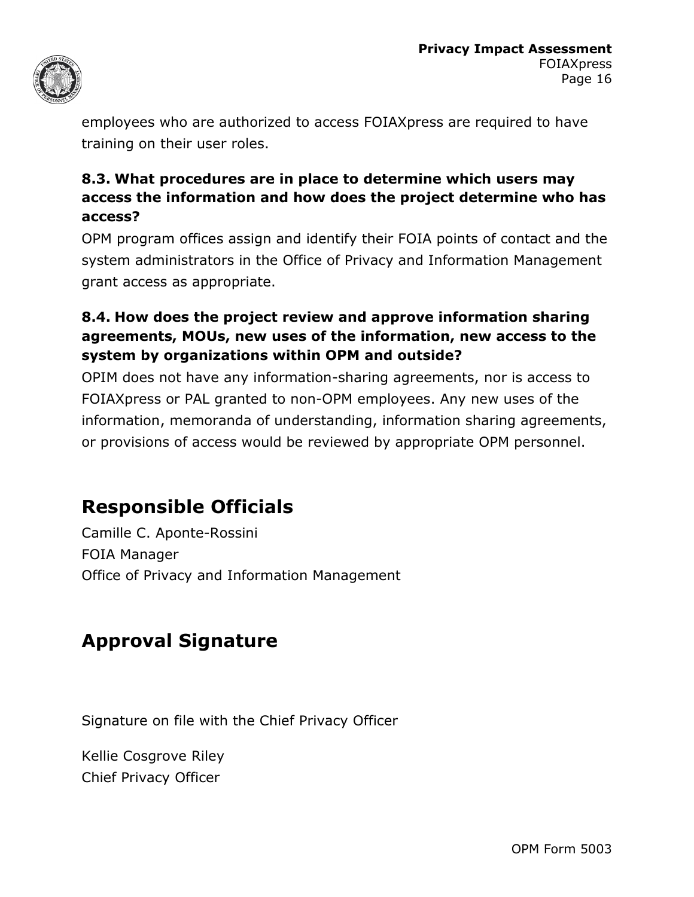employees who are authorized to access FOIAXpress are required to have training on their user roles.

### 8.3. What procedures are in place to determine which users may access the information and how does the project determine who has access?

OPM program offices assign and identify their FOIA points of contact and the system administrators in the Office of Privacy and Information Management grant access as appropriate.

### 8.4. How does the project review and approve information sharing agreements, MOUs, new uses of the information, new access to the system by organizations within OPM and outside?

OPIM does not have any information-sharing agreements, nor is access to FOIAXpress or PAL granted to non-OPM employees. Any new uses of the information, memoranda of understanding, information sharing agreements, or provisions of access would be reviewed by appropriate OPM personnel.

## Responsible Officials

Camille C. Aponte-Rossini
FOIA Manager
Office of Privacy and Information Management

## Approval Signature

Signature on file with the Chief Privacy Officer

Kellie Cosgrove Riley
Chief Privacy Officer